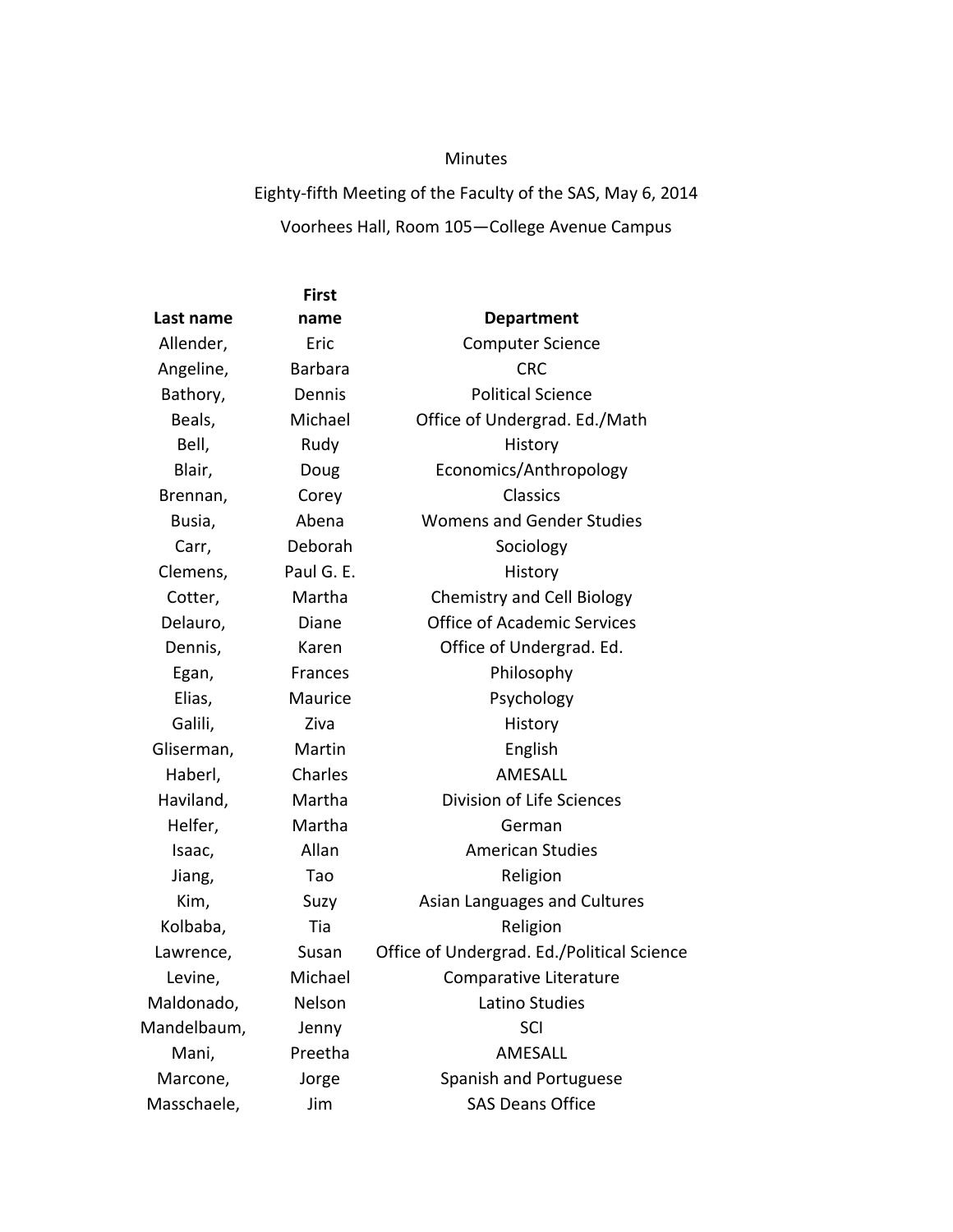Minutes

Eighty-fifth Meeting of the Faculty of the SAS, May 6, 2014

Voorhees Hall, Room 105—College Avenue Campus

| Last name | First name | Department |
|---|---|---|
| Allender, | Eric | Computer Science |
| Angeline, | Barbara | CRC |
| Bathory, | Dennis | Political Science |
| Beals, | Michael | Office of Undergrad. Ed./Math |
| Bell, | Rudy | History |
| Blair, | Doug | Economics/Anthropology |
| Brennan, | Corey | Classics |
| Busia, | Abena | Womens and Gender Studies |
| Carr, | Deborah | Sociology |
| Clemens, | Paul G. E. | History |
| Cotter, | Martha | Chemistry and Cell Biology |
| Delauro, | Diane | Office of Academic Services |
| Dennis, | Karen | Office of Undergrad. Ed. |
| Egan, | Frances | Philosophy |
| Elias, | Maurice | Psychology |
| Galili, | Ziva | History |
| Gliserman, | Martin | English |
| Haberl, | Charles | AMESALL |
| Haviland, | Martha | Division of Life Sciences |
| Helfer, | Martha | German |
| Isaac, | Allan | American Studies |
| Jiang, | Tao | Religion |
| Kim, | Suzy | Asian Languages and Cultures |
| Kolbaba, | Tia | Religion |
| Lawrence, | Susan | Office of Undergrad. Ed./Political Science |
| Levine, | Michael | Comparative Literature |
| Maldonado, | Nelson | Latino Studies |
| Mandelbaum, | Jenny | SCI |
| Mani, | Preetha | AMESALL |
| Marcone, | Jorge | Spanish and Portuguese |
| Masschaele, | Jim | SAS Deans Office |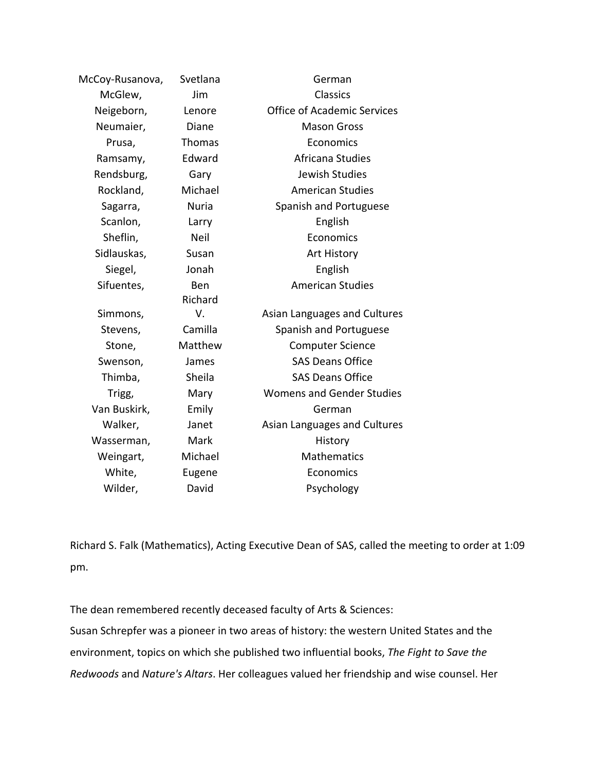| | | |
|---|---|---|
| McCoy-Rusanova, | Svetlana | German |
| McGlew, | Jim | Classics |
| Neigeborn, | Lenore | Office of Academic Services |
| Neumaier, | Diane | Mason Gross |
| Prusa, | Thomas | Economics |
| Ramsamy, | Edward | Africana Studies |
| Rendsburg, | Gary | Jewish Studies |
| Rockland, | Michael | American Studies |
| Sagarra, | Nuria | Spanish and Portuguese |
| Scanlon, | Larry | English |
| Sheflin, | Neil | Economics |
| Sidlauskas, | Susan | Art History |
| Siegel, | Jonah | English |
| Sifuentes, | Ben | American Studies |
| Simmons, | Richard V. | Asian Languages and Cultures |
| Stevens, | Camilla | Spanish and Portuguese |
| Stone, | Matthew | Computer Science |
| Swenson, | James | SAS Deans Office |
| Thimba, | Sheila | SAS Deans Office |
| Trigg, | Mary | Womens and Gender Studies |
| Van Buskirk, | Emily | German |
| Walker, | Janet | Asian Languages and Cultures |
| Wasserman, | Mark | History |
| Weingart, | Michael | Mathematics |
| White, | Eugene | Economics |
| Wilder, | David | Psychology |

Richard S. Falk (Mathematics), Acting Executive Dean of SAS, called the meeting to order at 1:09 pm.

The dean remembered recently deceased faculty of Arts & Sciences:
Susan Schrepfer was a pioneer in two areas of history: the western United States and the environment, topics on which she published two influential books, *The Fight to Save the Redwoods* and *Nature's Altars*. Her colleagues valued her friendship and wise counsel. Her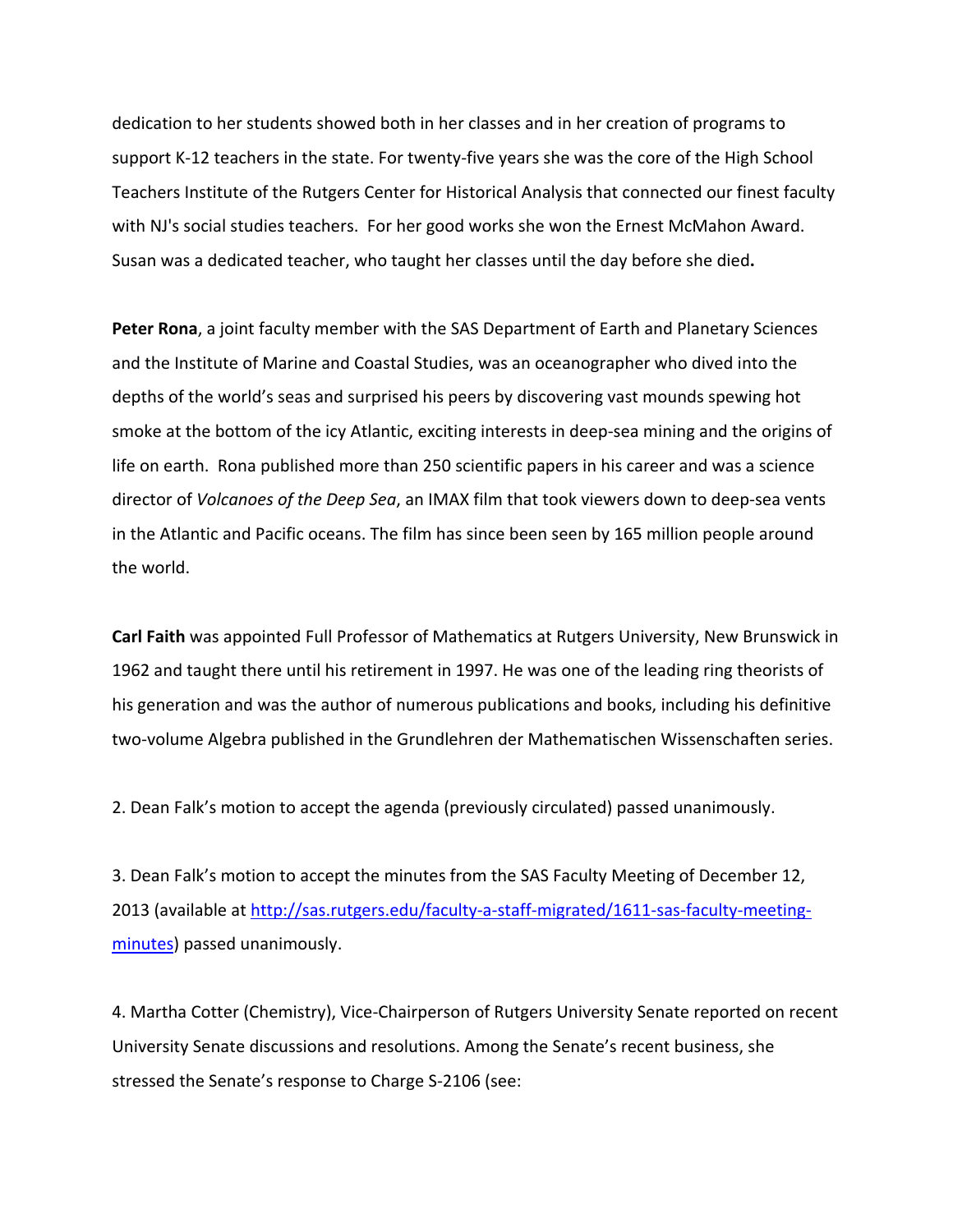dedication to her students showed both in her classes and in her creation of programs to support K-12 teachers in the state. For twenty-five years she was the core of the High School Teachers Institute of the Rutgers Center for Historical Analysis that connected our finest faculty with NJ's social studies teachers. For her good works she won the Ernest McMahon Award. Susan was a dedicated teacher, who taught her classes until the day before she died**.**

**Peter Rona**, a joint faculty member with the SAS Department of Earth and Planetary Sciences and the Institute of Marine and Coastal Studies, was an oceanographer who dived into the depths of the world's seas and surprised his peers by discovering vast mounds spewing hot smoke at the bottom of the icy Atlantic, exciting interests in deep-sea mining and the origins of life on earth. Rona published more than 250 scientific papers in his career and was a science director of *Volcanoes of the Deep Sea*, an IMAX film that took viewers down to deep-sea vents in the Atlantic and Pacific oceans. The film has since been seen by 165 million people around the world.

**Carl Faith** was appointed Full Professor of Mathematics at Rutgers University, New Brunswick in 1962 and taught there until his retirement in 1997. He was one of the leading ring theorists of his generation and was the author of numerous publications and books, including his definitive two-volume Algebra published in the Grundlehren der Mathematischen Wissenschaften series.

2. Dean Falk's motion to accept the agenda (previously circulated) passed unanimously.

3. Dean Falk's motion to accept the minutes from the SAS Faculty Meeting of December 12, 2013 (available at [http://sas.rutgers.edu/faculty-a-staff-migrated/1611-sas-faculty-meeting-minutes](http://sas.rutgers.edu/faculty-a-staff-migrated/1611-sas-faculty-meeting-minutes)) passed unanimously.

4. Martha Cotter (Chemistry), Vice-Chairperson of Rutgers University Senate reported on recent University Senate discussions and resolutions. Among the Senate's recent business, she stressed the Senate's response to Charge S-2106 (see: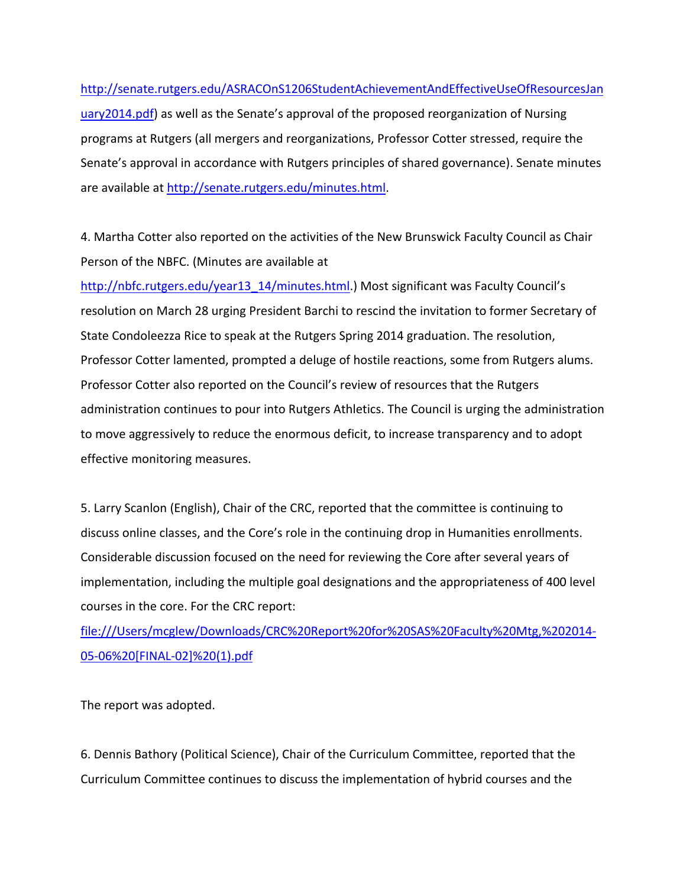http://senate.rutgers.edu/ASRACOnS1206StudentAchievementAndEffectiveUseOfResourcesJanuary2014.pdf) as well as the Senate's approval of the proposed reorganization of Nursing programs at Rutgers (all mergers and reorganizations, Professor Cotter stressed, require the Senate's approval in accordance with Rutgers principles of shared governance). Senate minutes are available at http://senate.rutgers.edu/minutes.html.

4. Martha Cotter also reported on the activities of the New Brunswick Faculty Council as Chair Person of the NBFC. (Minutes are available at http://nbfc.rutgers.edu/year13_14/minutes.html.) Most significant was Faculty Council's resolution on March 28 urging President Barchi to rescind the invitation to former Secretary of State Condoleezza Rice to speak at the Rutgers Spring 2014 graduation. The resolution, Professor Cotter lamented, prompted a deluge of hostile reactions, some from Rutgers alums. Professor Cotter also reported on the Council's review of resources that the Rutgers administration continues to pour into Rutgers Athletics. The Council is urging the administration to move aggressively to reduce the enormous deficit, to increase transparency and to adopt effective monitoring measures.

5. Larry Scanlon (English), Chair of the CRC, reported that the committee is continuing to discuss online classes, and the Core's role in the continuing drop in Humanities enrollments. Considerable discussion focused on the need for reviewing the Core after several years of implementation, including the multiple goal designations and the appropriateness of 400 level courses in the core. For the CRC report: file:///Users/mcglew/Downloads/CRC%20Report%20for%20SAS%20Faculty%20Mtg,%202014-05-06%20[FINAL-02]%20(1).pdf

The report was adopted.

6. Dennis Bathory (Political Science), Chair of the Curriculum Committee, reported that the Curriculum Committee continues to discuss the implementation of hybrid courses and the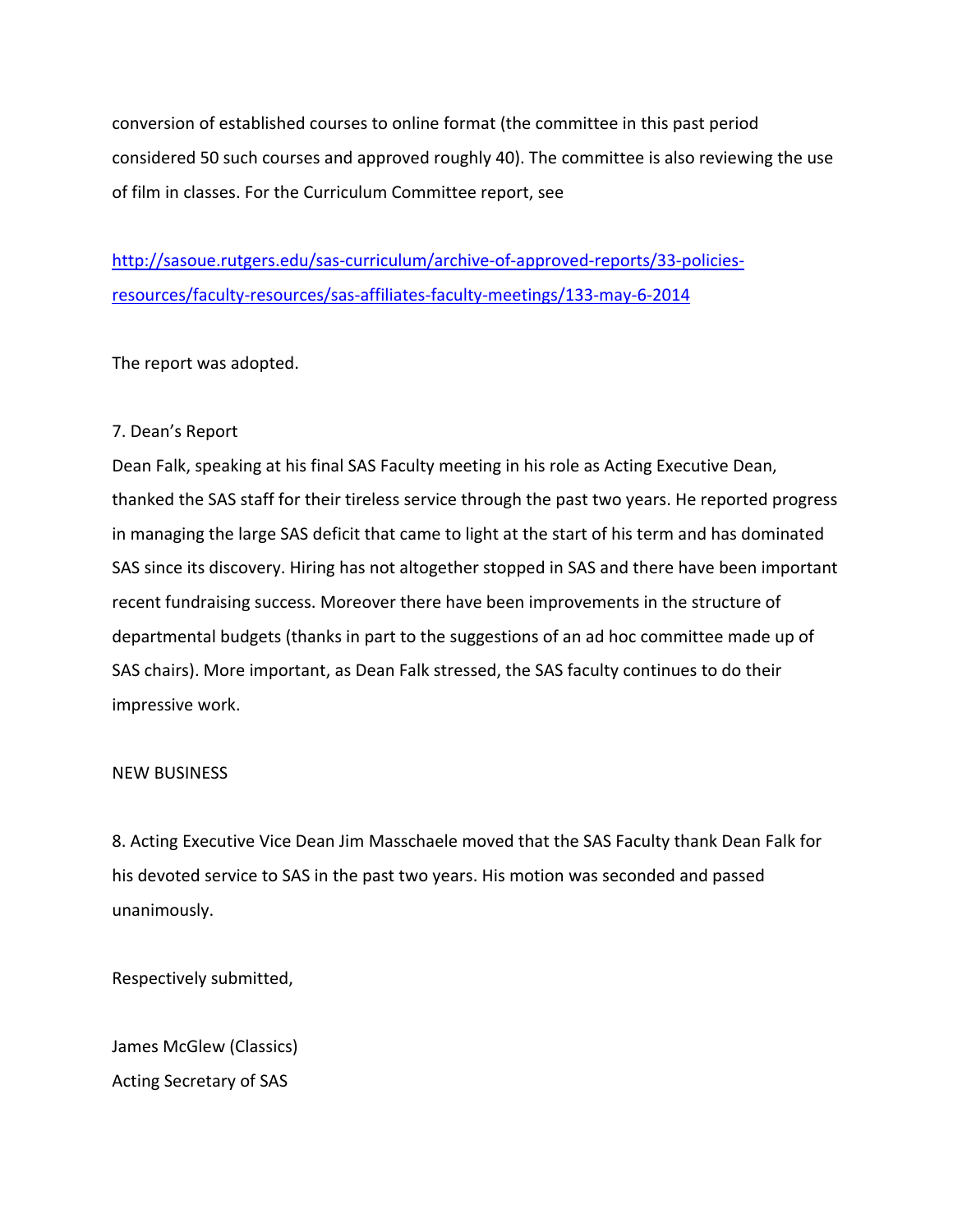conversion of established courses to online format (the committee in this past period considered 50 such courses and approved roughly 40). The committee is also reviewing the use of film in classes. For the Curriculum Committee report, see

http://sasoue.rutgers.edu/sas-curriculum/archive-of-approved-reports/33-policies-resources/faculty-resources/sas-affiliates-faculty-meetings/133-may-6-2014

The report was adopted.

7. Dean's Report
Dean Falk, speaking at his final SAS Faculty meeting in his role as Acting Executive Dean, thanked the SAS staff for their tireless service through the past two years. He reported progress in managing the large SAS deficit that came to light at the start of his term and has dominated SAS since its discovery. Hiring has not altogether stopped in SAS and there have been important recent fundraising success. Moreover there have been improvements in the structure of departmental budgets (thanks in part to the suggestions of an ad hoc committee made up of SAS chairs). More important, as Dean Falk stressed, the SAS faculty continues to do their impressive work.

NEW BUSINESS

8. Acting Executive Vice Dean Jim Masschaele moved that the SAS Faculty thank Dean Falk for his devoted service to SAS in the past two years. His motion was seconded and passed unanimously.

Respectively submitted,

James McGlew (Classics)
Acting Secretary of SAS